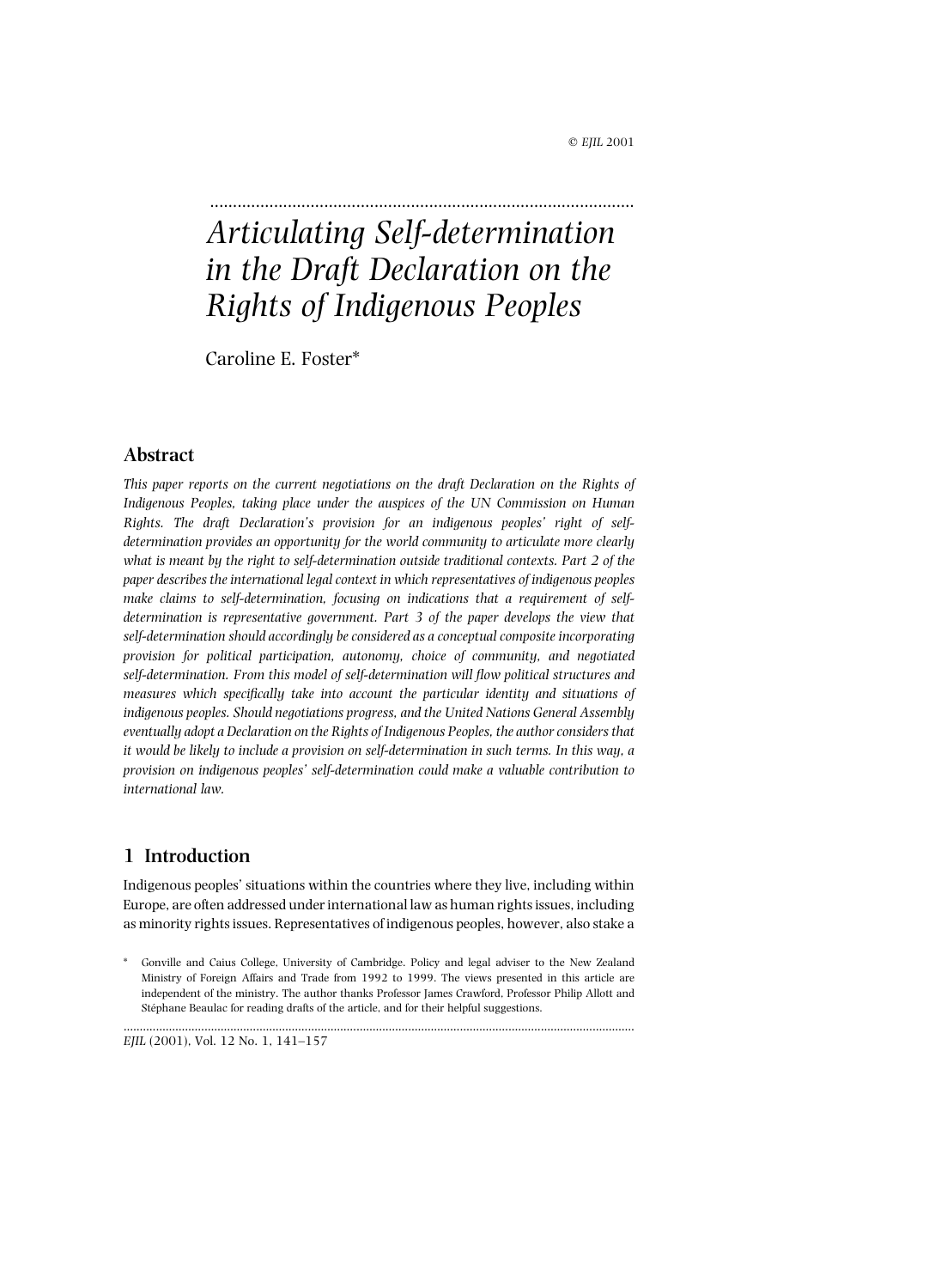# Articulating Self-determination in the Draft Declaration on the Rights of Indigenous Peoples

Caroline E. Foster*

## Abstract

*This paper reports on the current negotiations on the draft Declaration on the Rights of Indigenous Peoples, taking place under the auspices of the UN Commission on Human Rights. The draft Declaration's provision for an indigenous peoples' right of self-determination provides an opportunity for the world community to articulate more clearly what is meant by the right to self-determination outside traditional contexts. Part 2 of the paper describes the international legal context in which representatives of indigenous peoples make claims to self-determination, focusing on indications that a requirement of self-determination is representative government. Part 3 of the paper develops the view that self-determination should accordingly be considered as a conceptual composite incorporating provision for political participation, autonomy, choice of community, and negotiated self-determination. From this model of self-determination will flow political structures and measures which specifically take into account the particular identity and situations of indigenous peoples. Should negotiations progress, and the United Nations General Assembly eventually adopt a Declaration on the Rights of Indigenous Peoples, the author considers that it would be likely to include a provision on self-determination in such terms. In this way, a provision on indigenous peoples' self-determination could make a valuable contribution to international law.*

## 1 Introduction

Indigenous peoples' situations within the countries where they live, including within Europe, are often addressed under international law as human rights issues, including as minority rights issues. Representatives of indigenous peoples, however, also stake a

\* Gonville and Caius College, University of Cambridge. Policy and legal adviser to the New Zealand Ministry of Foreign Affairs and Trade from 1992 to 1999. The views presented in this article are independent of the ministry. The author thanks Professor James Crawford, Professor Philip Allott and Stéphane Beaulac for reading drafts of the article, and for their helpful suggestions.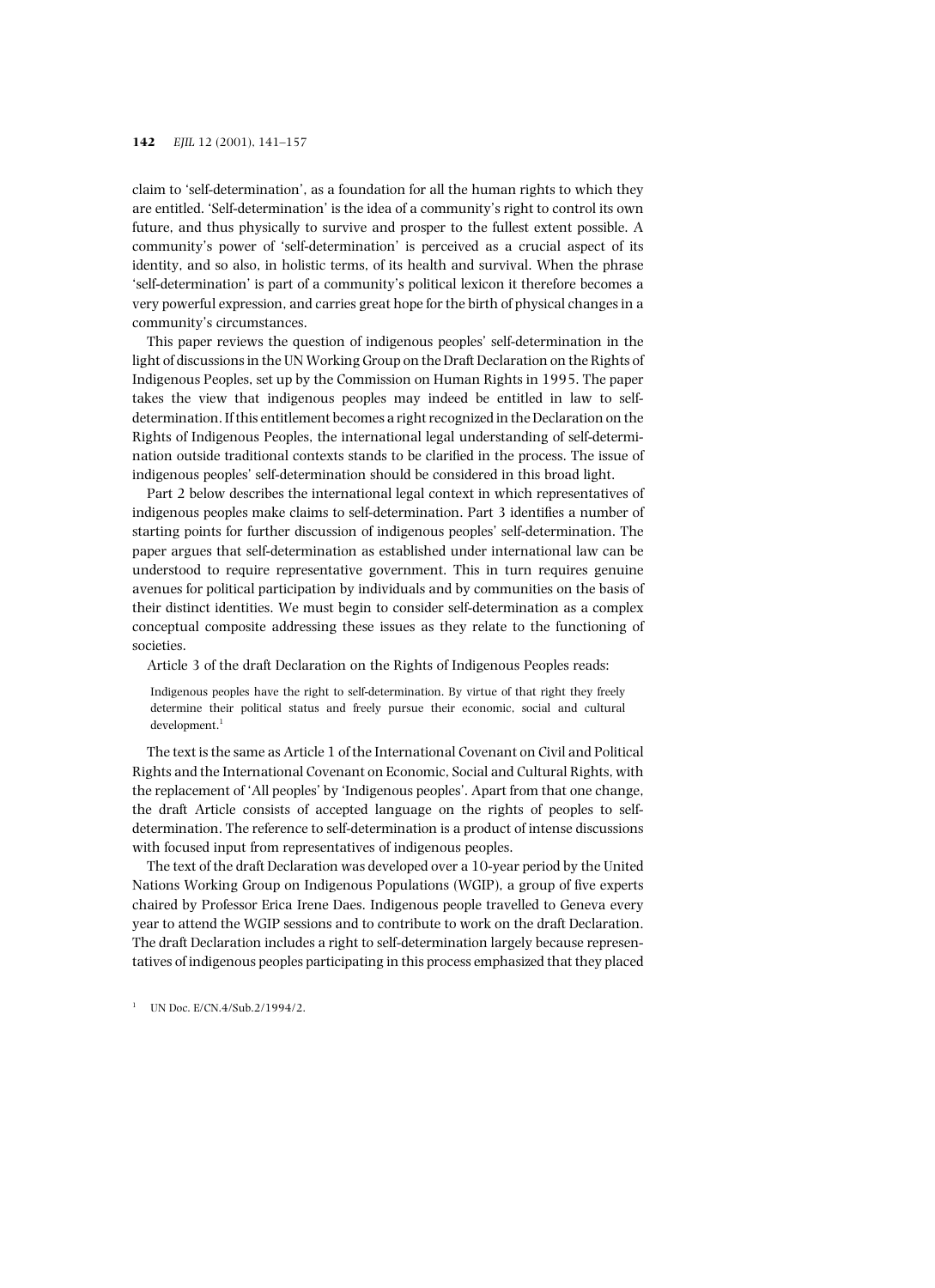claim to 'self-determination', as a foundation for all the human rights to which they are entitled. 'Self-determination' is the idea of a community's right to control its own future, and thus physically to survive and prosper to the fullest extent possible. A community's power of 'self-determination' is perceived as a crucial aspect of its identity, and so also, in holistic terms, of its health and survival. When the phrase 'self-determination' is part of a community's political lexicon it therefore becomes a very powerful expression, and carries great hope for the birth of physical changes in a community's circumstances.

This paper reviews the question of indigenous peoples' self-determination in the light of discussions in the UN Working Group on the Draft Declaration on the Rights of Indigenous Peoples, set up by the Commission on Human Rights in 1995. The paper takes the view that indigenous peoples may indeed be entitled in law to self-determination. If this entitlement becomes a right recognized in the Declaration on the Rights of Indigenous Peoples, the international legal understanding of self-determination outside traditional contexts stands to be clarified in the process. The issue of indigenous peoples' self-determination should be considered in this broad light.

Part 2 below describes the international legal context in which representatives of indigenous peoples make claims to self-determination. Part 3 identifies a number of starting points for further discussion of indigenous peoples' self-determination. The paper argues that self-determination as established under international law can be understood to require representative government. This in turn requires genuine avenues for political participation by individuals and by communities on the basis of their distinct identities. We must begin to consider self-determination as a complex conceptual composite addressing these issues as they relate to the functioning of societies.

Article 3 of the draft Declaration on the Rights of Indigenous Peoples reads:

> Indigenous peoples have the right to self-determination. By virtue of that right they freely determine their political status and freely pursue their economic, social and cultural development.[1]

The text is the same as Article 1 of the International Covenant on Civil and Political Rights and the International Covenant on Economic, Social and Cultural Rights, with the replacement of 'All peoples' by 'Indigenous peoples'. Apart from that one change, the draft Article consists of accepted language on the rights of peoples to self-determination. The reference to self-determination is a product of intense discussions with focused input from representatives of indigenous peoples.

The text of the draft Declaration was developed over a 10-year period by the United Nations Working Group on Indigenous Populations (WGIP), a group of five experts chaired by Professor Erica Irene Daes. Indigenous people travelled to Geneva every year to attend the WGIP sessions and to contribute to work on the draft Declaration. The draft Declaration includes a right to self-determination largely because representatives of indigenous peoples participating in this process emphasized that they placed

[1] UN Doc. E/CN.4/Sub.2/1994/2.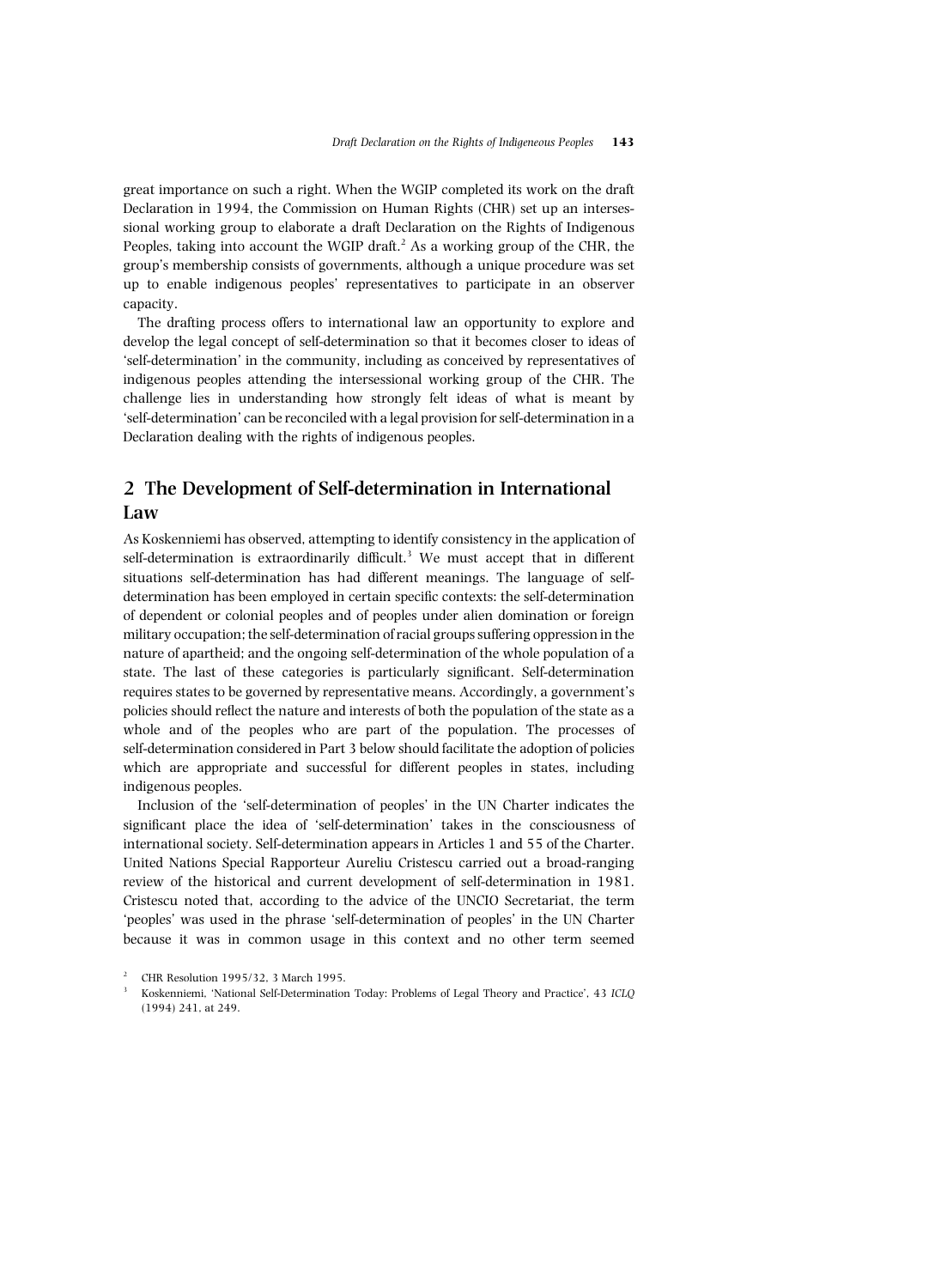great importance on such a right. When the WGIP completed its work on the draft Declaration in 1994, the Commission on Human Rights (CHR) set up an intersessional working group to elaborate a draft Declaration on the Rights of Indigenous Peoples, taking into account the WGIP draft.[2] As a working group of the CHR, the group's membership consists of governments, although a unique procedure was set up to enable indigenous peoples' representatives to participate in an observer capacity.

The drafting process offers to international law an opportunity to explore and develop the legal concept of self-determination so that it becomes closer to ideas of 'self-determination' in the community, including as conceived by representatives of indigenous peoples attending the intersessional working group of the CHR. The challenge lies in understanding how strongly felt ideas of what is meant by 'self-determination' can be reconciled with a legal provision for self-determination in a Declaration dealing with the rights of indigenous peoples.

## 2 The Development of Self-determination in International Law

As Koskenniemi has observed, attempting to identify consistency in the application of self-determination is extraordinarily difficult.[3] We must accept that in different situations self-determination has had different meanings. The language of self-determination has been employed in certain specific contexts: the self-determination of dependent or colonial peoples and of peoples under alien domination or foreign military occupation; the self-determination of racial groups suffering oppression in the nature of apartheid; and the ongoing self-determination of the whole population of a state. The last of these categories is particularly significant. Self-determination requires states to be governed by representative means. Accordingly, a government's policies should reflect the nature and interests of both the population of the state as a whole and of the peoples who are part of the population. The processes of self-determination considered in Part 3 below should facilitate the adoption of policies which are appropriate and successful for different peoples in states, including indigenous peoples.

Inclusion of the 'self-determination of peoples' in the UN Charter indicates the significant place the idea of 'self-determination' takes in the consciousness of international society. Self-determination appears in Articles 1 and 55 of the Charter. United Nations Special Rapporteur Aureliu Cristescu carried out a broad-ranging review of the historical and current development of self-determination in 1981. Cristescu noted that, according to the advice of the UNCIO Secretariat, the term 'peoples' was used in the phrase 'self-determination of peoples' in the UN Charter because it was in common usage in this context and no other term seemed

[2] CHR Resolution 1995/32, 3 March 1995.

[3] Koskenniemi, 'National Self-Determination Today: Problems of Legal Theory and Practice', 43 *ICLQ* (1994) 241, at 249.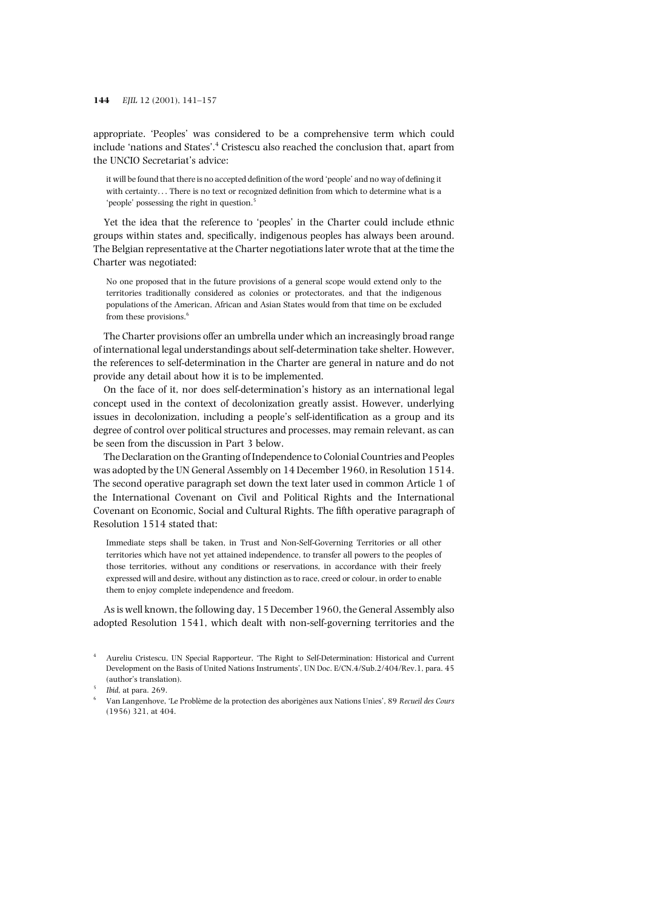appropriate. 'Peoples' was considered to be a comprehensive term which could include 'nations and States'.[4] Cristescu also reached the conclusion that, apart from the UNCIO Secretariat's advice:

> it will be found that there is no accepted definition of the word 'people' and no way of defining it with certainty. . . There is no text or recognized definition from which to determine what is a 'people' possessing the right in question.[5]

Yet the idea that the reference to 'peoples' in the Charter could include ethnic groups within states and, specifically, indigenous peoples has always been around. The Belgian representative at the Charter negotiations later wrote that at the time the Charter was negotiated:

> No one proposed that in the future provisions of a general scope would extend only to the territories traditionally considered as colonies or protectorates, and that the indigenous populations of the American, African and Asian States would from that time on be excluded from these provisions.[6]

The Charter provisions offer an umbrella under which an increasingly broad range of international legal understandings about self-determination take shelter. However, the references to self-determination in the Charter are general in nature and do not provide any detail about how it is to be implemented.

On the face of it, nor does self-determination's history as an international legal concept used in the context of decolonization greatly assist. However, underlying issues in decolonization, including a people's self-identification as a group and its degree of control over political structures and processes, may remain relevant, as can be seen from the discussion in Part 3 below.

The Declaration on the Granting of Independence to Colonial Countries and Peoples was adopted by the UN General Assembly on 14 December 1960, in Resolution 1514. The second operative paragraph set down the text later used in common Article 1 of the International Covenant on Civil and Political Rights and the International Covenant on Economic, Social and Cultural Rights. The fifth operative paragraph of Resolution 1514 stated that:

> Immediate steps shall be taken, in Trust and Non-Self-Governing Territories or all other territories which have not yet attained independence, to transfer all powers to the peoples of those territories, without any conditions or reservations, in accordance with their freely expressed will and desire, without any distinction as to race, creed or colour, in order to enable them to enjoy complete independence and freedom.

As is well known, the following day, 15 December 1960, the General Assembly also adopted Resolution 1541, which dealt with non-self-governing territories and the

[4] Aureliu Cristescu, UN Special Rapporteur, 'The Right to Self-Determination: Historical and Current Development on the Basis of United Nations Instruments', UN Doc. E/CN.4/Sub.2/404/Rev.1, para. 45 (author's translation).

[5] *Ibid*, at para. 269.

[6] Van Langenhove, 'Le Problème de la protection des aborigènes aux Nations Unies', 89 *Recueil des Cours* (1956) 321, at 404.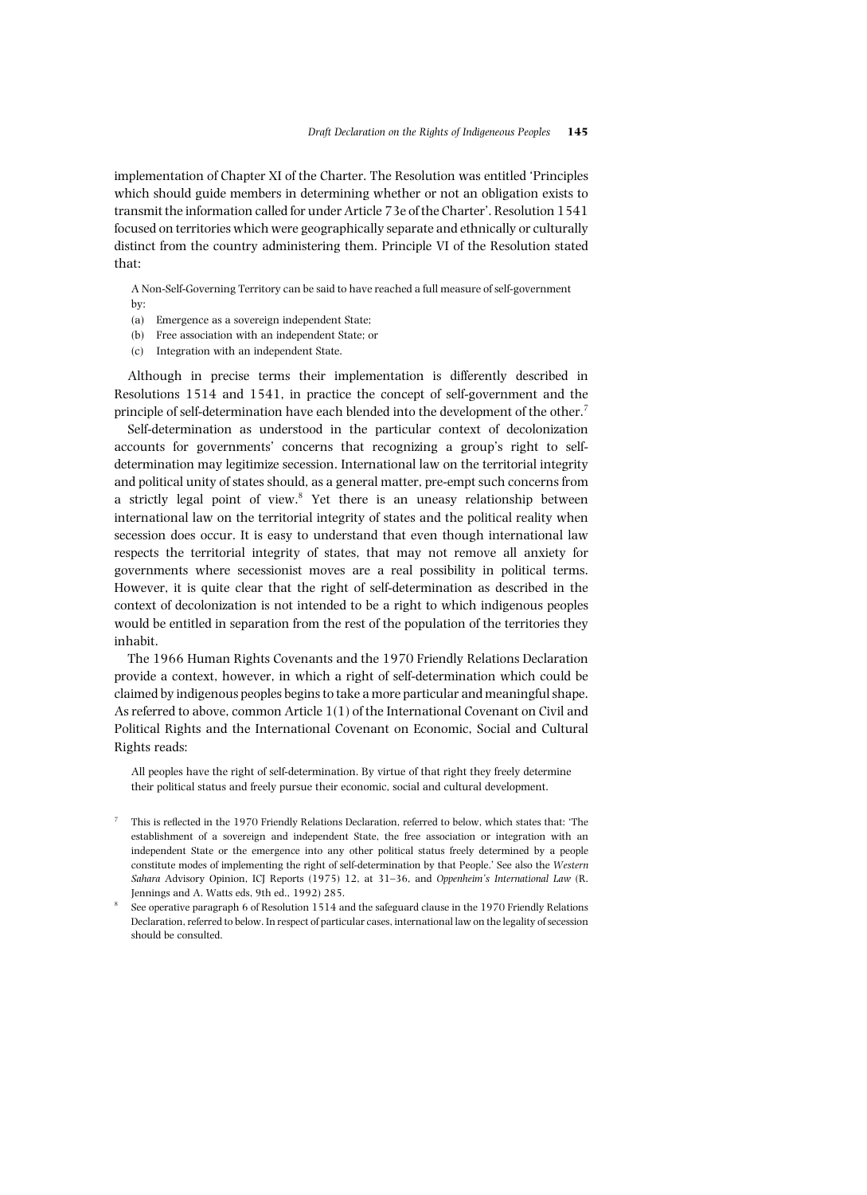implementation of Chapter XI of the Charter. The Resolution was entitled 'Principles which should guide members in determining whether or not an obligation exists to transmit the information called for under Article 73e of the Charter'. Resolution 1541 focused on territories which were geographically separate and ethnically or culturally distinct from the country administering them. Principle VI of the Resolution stated that:

> A Non-Self-Governing Territory can be said to have reached a full measure of self-government by:
> (a) Emergence as a sovereign independent State;
> (b) Free association with an independent State; or
> (c) Integration with an independent State.

Although in precise terms their implementation is differently described in Resolutions 1514 and 1541, in practice the concept of self-government and the principle of self-determination have each blended into the development of the other.[7]

Self-determination as understood in the particular context of decolonization accounts for governments' concerns that recognizing a group's right to self-determination may legitimize secession. International law on the territorial integrity and political unity of states should, as a general matter, pre-empt such concerns from a strictly legal point of view.[8] Yet there is an uneasy relationship between international law on the territorial integrity of states and the political reality when secession does occur. It is easy to understand that even though international law respects the territorial integrity of states, that may not remove all anxiety for governments where secessionist moves are a real possibility in political terms. However, it is quite clear that the right of self-determination as described in the context of decolonization is not intended to be a right to which indigenous peoples would be entitled in separation from the rest of the population of the territories they inhabit.

The 1966 Human Rights Covenants and the 1970 Friendly Relations Declaration provide a context, however, in which a right of self-determination which could be claimed by indigenous peoples begins to take a more particular and meaningful shape. As referred to above, common Article 1(1) of the International Covenant on Civil and Political Rights and the International Covenant on Economic, Social and Cultural Rights reads:

> All peoples have the right of self-determination. By virtue of that right they freely determine their political status and freely pursue their economic, social and cultural development.

[7] This is reflected in the 1970 Friendly Relations Declaration, referred to below, which states that: 'The establishment of a sovereign and independent State, the free association or integration with an independent State or the emergence into any other political status freely determined by a people constitute modes of implementing the right of self-determination by that People.' See also the *Western Sahara* Advisory Opinion, ICJ Reports (1975) 12, at 31–36, and *Oppenheim's International Law* (R. Jennings and A. Watts eds, 9th ed., 1992) 285.

[8] See operative paragraph 6 of Resolution 1514 and the safeguard clause in the 1970 Friendly Relations Declaration, referred to below. In respect of particular cases, international law on the legality of secession should be consulted.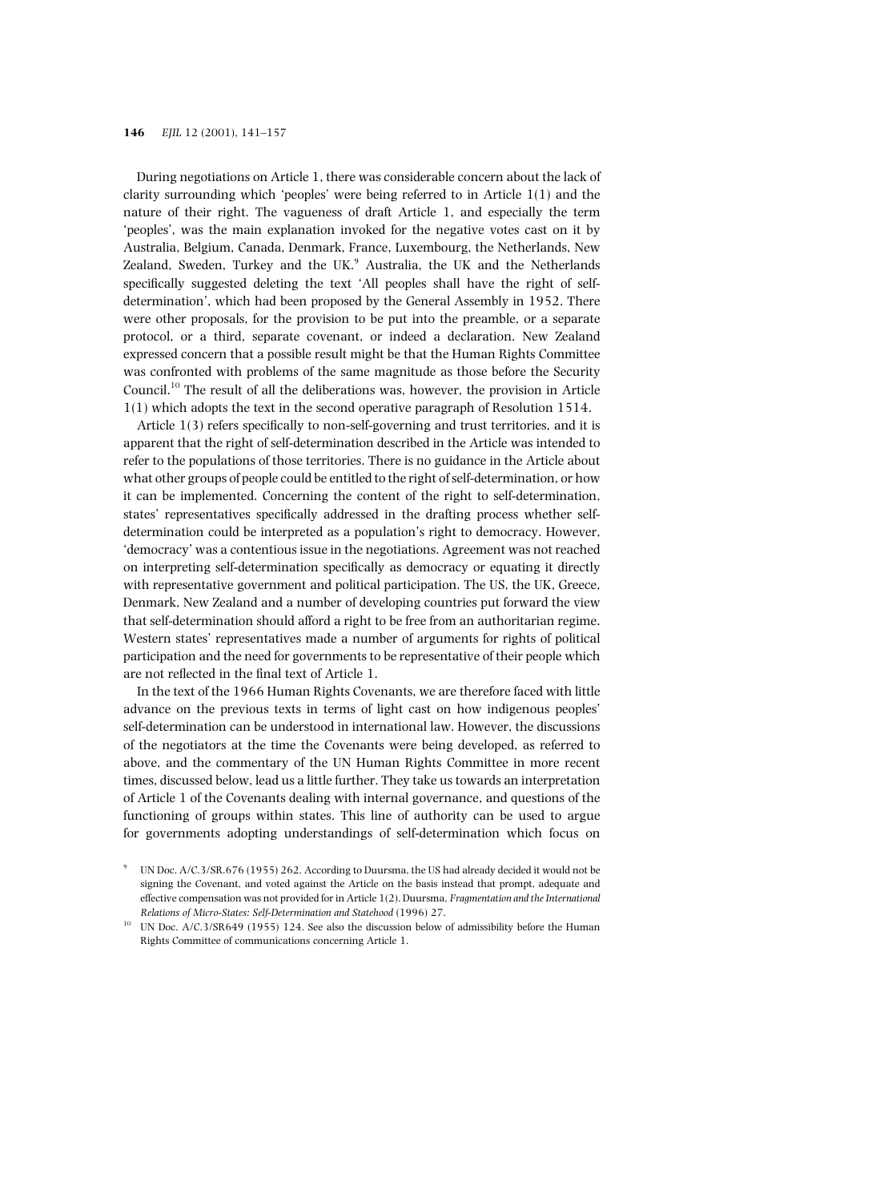During negotiations on Article 1, there was considerable concern about the lack of clarity surrounding which 'peoples' were being referred to in Article 1(1) and the nature of their right. The vagueness of draft Article 1, and especially the term 'peoples', was the main explanation invoked for the negative votes cast on it by Australia, Belgium, Canada, Denmark, France, Luxembourg, the Netherlands, New Zealand, Sweden, Turkey and the UK.[9] Australia, the UK and the Netherlands specifically suggested deleting the text 'All peoples shall have the right of self-determination', which had been proposed by the General Assembly in 1952. There were other proposals, for the provision to be put into the preamble, or a separate protocol, or a third, separate covenant, or indeed a declaration. New Zealand expressed concern that a possible result might be that the Human Rights Committee was confronted with problems of the same magnitude as those before the Security Council.[10] The result of all the deliberations was, however, the provision in Article 1(1) which adopts the text in the second operative paragraph of Resolution 1514.

Article 1(3) refers specifically to non-self-governing and trust territories, and it is apparent that the right of self-determination described in the Article was intended to refer to the populations of those territories. There is no guidance in the Article about what other groups of people could be entitled to the right of self-determination, or how it can be implemented. Concerning the content of the right to self-determination, states' representatives specifically addressed in the drafting process whether self-determination could be interpreted as a population's right to democracy. However, 'democracy' was a contentious issue in the negotiations. Agreement was not reached on interpreting self-determination specifically as democracy or equating it directly with representative government and political participation. The US, the UK, Greece, Denmark, New Zealand and a number of developing countries put forward the view that self-determination should afford a right to be free from an authoritarian regime. Western states' representatives made a number of arguments for rights of political participation and the need for governments to be representative of their people which are not reflected in the final text of Article 1.

In the text of the 1966 Human Rights Covenants, we are therefore faced with little advance on the previous texts in terms of light cast on how indigenous peoples' self-determination can be understood in international law. However, the discussions of the negotiators at the time the Covenants were being developed, as referred to above, and the commentary of the UN Human Rights Committee in more recent times, discussed below, lead us a little further. They take us towards an interpretation of Article 1 of the Covenants dealing with internal governance, and questions of the functioning of groups within states. This line of authority can be used to argue for governments adopting understandings of self-determination which focus on

---

[9] UN Doc. A/C.3/SR.676 (1955) 262. According to Duursma, the US had already decided it would not be signing the Covenant, and voted against the Article on the basis instead that prompt, adequate and effective compensation was not provided for in Article 1(2). Duursma, *Fragmentation and the International Relations of Micro-States: Self-Determination and Statehood* (1996) 27.

[10] UN Doc. A/C.3/SR649 (1955) 124. See also the discussion below of admissibility before the Human Rights Committee of communications concerning Article 1.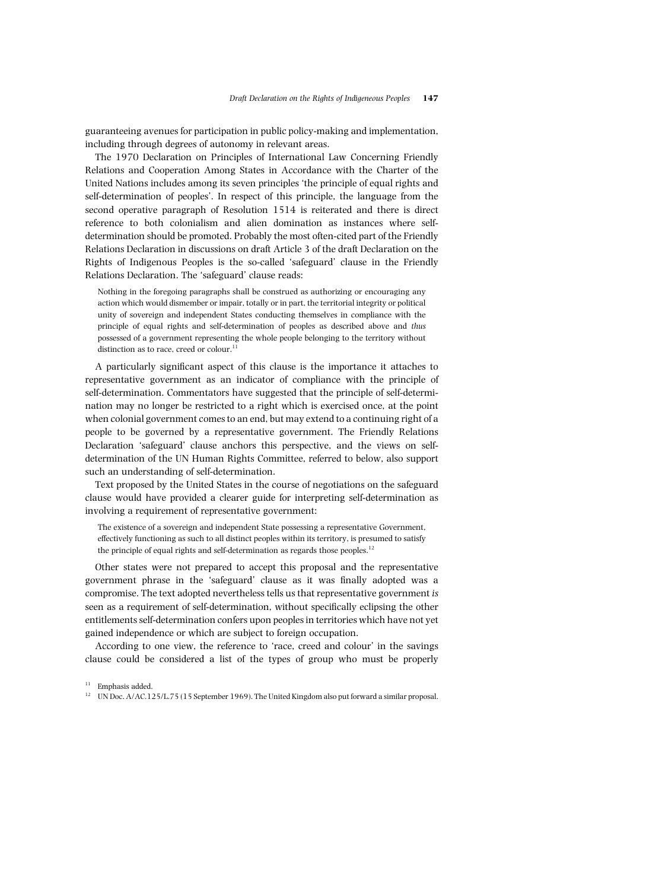guaranteeing avenues for participation in public policy-making and implementation, including through degrees of autonomy in relevant areas.

The 1970 Declaration on Principles of International Law Concerning Friendly Relations and Cooperation Among States in Accordance with the Charter of the United Nations includes among its seven principles 'the principle of equal rights and self-determination of peoples'. In respect of this principle, the language from the second operative paragraph of Resolution 1514 is reiterated and there is direct reference to both colonialism and alien domination as instances where self-determination should be promoted. Probably the most often-cited part of the Friendly Relations Declaration in discussions on draft Article 3 of the draft Declaration on the Rights of Indigenous Peoples is the so-called 'safeguard' clause in the Friendly Relations Declaration. The 'safeguard' clause reads:

> Nothing in the foregoing paragraphs shall be construed as authorizing or encouraging any action which would dismember or impair, totally or in part, the territorial integrity or political unity of sovereign and independent States conducting themselves in compliance with the principle of equal rights and self-determination of peoples as described above and *thus* possessed of a government representing the whole people belonging to the territory without distinction as to race, creed or colour.[11]

A particularly significant aspect of this clause is the importance it attaches to representative government as an indicator of compliance with the principle of self-determination. Commentators have suggested that the principle of self-determination may no longer be restricted to a right which is exercised once, at the point when colonial government comes to an end, but may extend to a continuing right of a people to be governed by a representative government. The Friendly Relations Declaration 'safeguard' clause anchors this perspective, and the views on self-determination of the UN Human Rights Committee, referred to below, also support such an understanding of self-determination.

Text proposed by the United States in the course of negotiations on the safeguard clause would have provided a clearer guide for interpreting self-determination as involving a requirement of representative government:

> The existence of a sovereign and independent State possessing a representative Government, effectively functioning as such to all distinct peoples within its territory, is presumed to satisfy the principle of equal rights and self-determination as regards those peoples.[12]

Other states were not prepared to accept this proposal and the representative government phrase in the 'safeguard' clause as it was finally adopted was a compromise. The text adopted nevertheless tells us that representative government *is* seen as a requirement of self-determination, without specifically eclipsing the other entitlements self-determination confers upon peoples in territories which have not yet gained independence or which are subject to foreign occupation.

According to one view, the reference to 'race, creed and colour' in the savings clause could be considered a list of the types of group who must be properly

[11] Emphasis added.

[12] UN Doc. A/AC.125/L.75 (15 September 1969). The United Kingdom also put forward a similar proposal.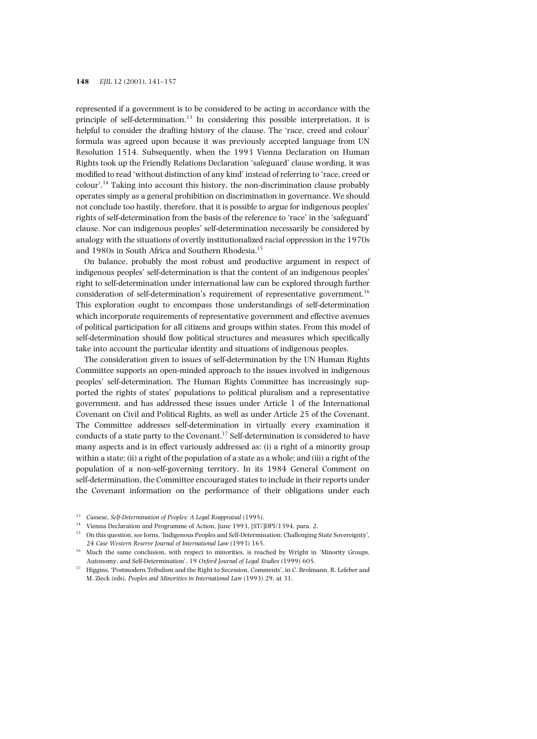represented if a government is to be considered to be acting in accordance with the principle of self-determination.[13] In considering this possible interpretation, it is helpful to consider the drafting history of the clause. The 'race, creed and colour' formula was agreed upon because it was previously accepted language from UN Resolution 1514. Subsequently, when the 1993 Vienna Declaration on Human Rights took up the Friendly Relations Declaration 'safeguard' clause wording, it was modified to read 'without distinction of any kind' instead of referring to 'race, creed or colour'.[14] Taking into account this history, the non-discrimination clause probably operates simply as a general prohibition on discrimination in governance. We should not conclude too hastily, therefore, that it is possible to argue for indigenous peoples' rights of self-determination from the basis of the reference to 'race' in the 'safeguard' clause. Nor can indigenous peoples' self-determination necessarily be considered by analogy with the situations of overtly institutionalized racial oppression in the 1970s and 1980s in South Africa and Southern Rhodesia.[15]

On balance, probably the most robust and productive argument in respect of indigenous peoples' self-determination is that the content of an indigenous peoples' right to self-determination under international law can be explored through further consideration of self-determination's requirement of representative government.[16] This exploration ought to encompass those understandings of self-determination which incorporate requirements of representative government and effective avenues of political participation for all citizens and groups within states. From this model of self-determination should flow political structures and measures which specifically take into account the particular identity and situations of indigenous peoples.

The consideration given to issues of self-determination by the UN Human Rights Committee supports an open-minded approach to the issues involved in indigenous peoples' self-determination. The Human Rights Committee has increasingly supported the rights of states' populations to political pluralism and a representative government, and has addressed these issues under Article 1 of the International Covenant on Civil and Political Rights, as well as under Article 25 of the Covenant. The Committee addresses self-determination in virtually every examination it conducts of a state party to the Covenant.[17] Self-determination is considered to have many aspects and is in effect variously addressed as: (i) a right of a minority group within a state; (ii) a right of the population of a state as a whole; and (iii) a right of the population of a non-self-governing territory. In its 1984 General Comment on self-determination, the Committee encouraged states to include in their reports under the Covenant information on the performance of their obligations under each

---

[13] Cassese, *Self-Determination of Peoples: A Legal Reappraisal* (1995).

[14] Vienna Declaration and Programme of Action, June 1993, [ST/]DPI/1394, para. 2.

[15] On this question, see Iorns, 'Indigenous Peoples and Self-Determination: Challenging State Sovereignty', 24 *Case Western Reserve Journal of International Law* (1993) 165.

[16] Much the same conclusion, with respect to minorities, is reached by Wright in 'Minority Groups, Autonomy, and Self-Determination', 19 *Oxford Journal of Legal Studies* (1999) 605.

[17] Higgins, 'Postmodern Tribalism and the Right to Secession, Comments', in C. Brolmann, R. Lefeber and M. Zieck (eds), *Peoples and Minorities in International Law* (1993) 29, at 31.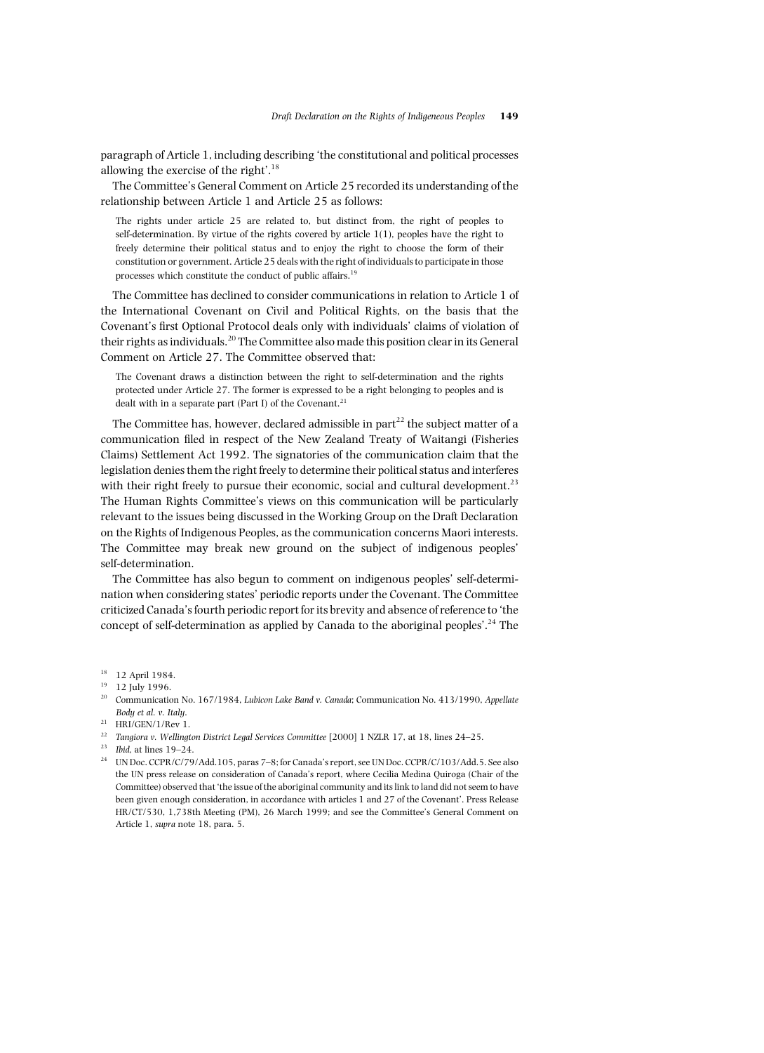paragraph of Article 1, including describing 'the constitutional and political processes allowing the exercise of the right'.[18]

The Committee's General Comment on Article 25 recorded its understanding of the relationship between Article 1 and Article 25 as follows:

> The rights under article 25 are related to, but distinct from, the right of peoples to self-determination. By virtue of the rights covered by article 1(1), peoples have the right to freely determine their political status and to enjoy the right to choose the form of their constitution or government. Article 25 deals with the right of individuals to participate in those processes which constitute the conduct of public affairs.[19]

The Committee has declined to consider communications in relation to Article 1 of the International Covenant on Civil and Political Rights, on the basis that the Covenant's first Optional Protocol deals only with individuals' claims of violation of their rights as individuals.[20] The Committee also made this position clear in its General Comment on Article 27. The Committee observed that:

> The Covenant draws a distinction between the right to self-determination and the rights protected under Article 27. The former is expressed to be a right belonging to peoples and is dealt with in a separate part (Part I) of the Covenant.[21]

The Committee has, however, declared admissible in part[22] the subject matter of a communication filed in respect of the New Zealand Treaty of Waitangi (Fisheries Claims) Settlement Act 1992. The signatories of the communication claim that the legislation denies them the right freely to determine their political status and interferes with their right freely to pursue their economic, social and cultural development.[23] The Human Rights Committee's views on this communication will be particularly relevant to the issues being discussed in the Working Group on the Draft Declaration on the Rights of Indigenous Peoples, as the communication concerns Maori interests. The Committee may break new ground on the subject of indigenous peoples' self-determination.

The Committee has also begun to comment on indigenous peoples' self-determination when considering states' periodic reports under the Covenant. The Committee criticized Canada's fourth periodic report for its brevity and absence of reference to 'the concept of self-determination as applied by Canada to the aboriginal peoples'.[24] The

---

[18] 12 April 1984.

[19] 12 July 1996.

[20] Communication No. 167/1984, *Lubicon Lake Band v. Canada*; Communication No. 413/1990, *Appellate Body et al. v. Italy*.

[21] HRI/GEN/1/Rev 1.

[22] *Tangiora v. Wellington District Legal Services Committee* [2000] 1 NZLR 17, at 18, lines 24–25.

[23] *Ibid*, at lines 19–24.

[24] UN Doc. CCPR/C/79/Add.105, paras 7–8; for Canada's report, see UN Doc. CCPR/C/103/Add.5. See also the UN press release on consideration of Canada's report, where Cecilia Medina Quiroga (Chair of the Committee) observed that 'the issue of the aboriginal community and its link to land did not seem to have been given enough consideration, in accordance with articles 1 and 27 of the Covenant'. Press Release HR/CT/530, 1,738th Meeting (PM), 26 March 1999; and see the Committee's General Comment on Article 1, *supra* note 18, para. 5.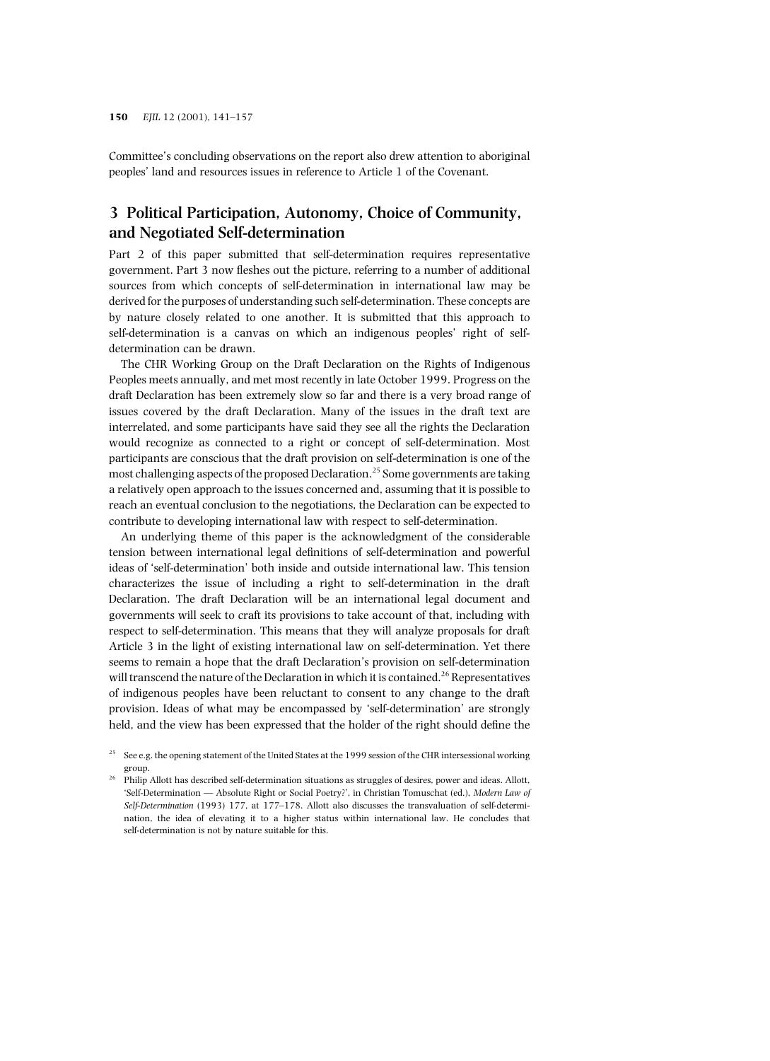Committee's concluding observations on the report also drew attention to aboriginal peoples' land and resources issues in reference to Article 1 of the Covenant.

## 3 Political Participation, Autonomy, Choice of Community, and Negotiated Self-determination

Part 2 of this paper submitted that self-determination requires representative government. Part 3 now fleshes out the picture, referring to a number of additional sources from which concepts of self-determination in international law may be derived for the purposes of understanding such self-determination. These concepts are by nature closely related to one another. It is submitted that this approach to self-determination is a canvas on which an indigenous peoples' right of self-determination can be drawn.

The CHR Working Group on the Draft Declaration on the Rights of Indigenous Peoples meets annually, and met most recently in late October 1999. Progress on the draft Declaration has been extremely slow so far and there is a very broad range of issues covered by the draft Declaration. Many of the issues in the draft text are interrelated, and some participants have said they see all the rights the Declaration would recognize as connected to a right or concept of self-determination. Most participants are conscious that the draft provision on self-determination is one of the most challenging aspects of the proposed Declaration.[25] Some governments are taking a relatively open approach to the issues concerned and, assuming that it is possible to reach an eventual conclusion to the negotiations, the Declaration can be expected to contribute to developing international law with respect to self-determination.

An underlying theme of this paper is the acknowledgment of the considerable tension between international legal definitions of self-determination and powerful ideas of 'self-determination' both inside and outside international law. This tension characterizes the issue of including a right to self-determination in the draft Declaration. The draft Declaration will be an international legal document and governments will seek to craft its provisions to take account of that, including with respect to self-determination. This means that they will analyze proposals for draft Article 3 in the light of existing international law on self-determination. Yet there seems to remain a hope that the draft Declaration's provision on self-determination will transcend the nature of the Declaration in which it is contained.[26] Representatives of indigenous peoples have been reluctant to consent to any change to the draft provision. Ideas of what may be encompassed by 'self-determination' are strongly held, and the view has been expressed that the holder of the right should define the

[25] See e.g. the opening statement of the United States at the 1999 session of the CHR intersessional working group.

[26] Philip Allott has described self-determination situations as struggles of desires, power and ideas. Allott, 'Self-Determination — Absolute Right or Social Poetry?', in Christian Tomuschat (ed.), *Modern Law of Self-Determination* (1993) 177, at 177–178. Allott also discusses the transvaluation of self-determination, the idea of elevating it to a higher status within international law. He concludes that self-determination is not by nature suitable for this.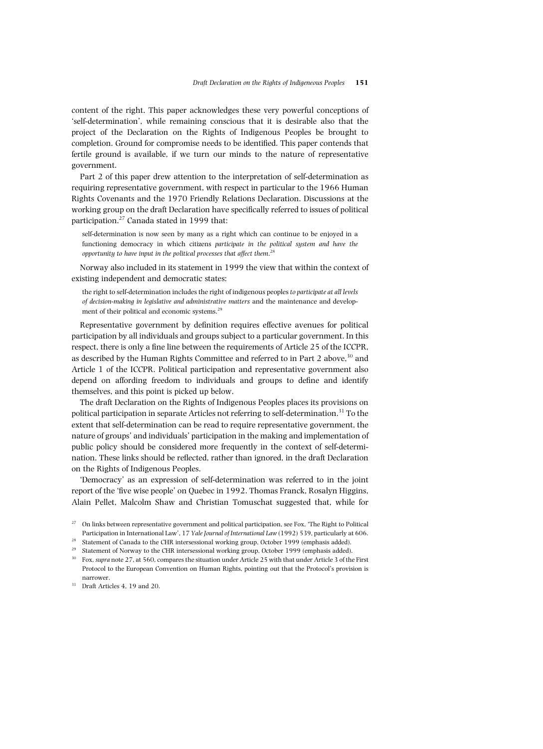content of the right. This paper acknowledges these very powerful conceptions of 'self-determination', while remaining conscious that it is desirable also that the project of the Declaration on the Rights of Indigenous Peoples be brought to completion. Ground for compromise needs to be identified. This paper contends that fertile ground is available, if we turn our minds to the nature of representative government.

Part 2 of this paper drew attention to the interpretation of self-determination as requiring representative government, with respect in particular to the 1966 Human Rights Covenants and the 1970 Friendly Relations Declaration. Discussions at the working group on the draft Declaration have specifically referred to issues of political participation.[27] Canada stated in 1999 that:

> self-determination is now seen by many as a right which can continue to be enjoyed in a functioning democracy in which citizens *participate in the political system and have the opportunity to have input in the political processes that affect them*.[28]

Norway also included in its statement in 1999 the view that within the context of existing independent and democratic states:

> the right to self-determination includes the right of indigenous peoples *to participate at all levels of decision-making in legislative and administrative matters* and the maintenance and development of their political and economic systems.[29]

Representative government by definition requires effective avenues for political participation by all individuals and groups subject to a particular government. In this respect, there is only a fine line between the requirements of Article 25 of the ICCPR, as described by the Human Rights Committee and referred to in Part 2 above,[30] and Article 1 of the ICCPR. Political participation and representative government also depend on affording freedom to individuals and groups to define and identify themselves, and this point is picked up below.

The draft Declaration on the Rights of Indigenous Peoples places its provisions on political participation in separate Articles not referring to self-determination.[31] To the extent that self-determination can be read to require representative government, the nature of groups' and individuals' participation in the making and implementation of public policy should be considered more frequently in the context of self-determination. These links should be reflected, rather than ignored, in the draft Declaration on the Rights of Indigenous Peoples.

'Democracy' as an expression of self-determination was referred to in the joint report of the 'five wise people' on Quebec in 1992. Thomas Franck, Rosalyn Higgins, Alain Pellet, Malcolm Shaw and Christian Tomuschat suggested that, while for

---

[27] On links between representative government and political participation, see Fox, 'The Right to Political Participation in International Law', 17 *Yale Journal of International Law* (1992) 539, particularly at 606.

[28] Statement of Canada to the CHR intersessional working group, October 1999 (emphasis added).

[29] Statement of Norway to the CHR intersessional working group, October 1999 (emphasis added).

[30] Fox, *supra* note 27, at 560, compares the situation under Article 25 with that under Article 3 of the First Protocol to the European Convention on Human Rights, pointing out that the Protocol's provision is narrower.

[31] Draft Articles 4, 19 and 20.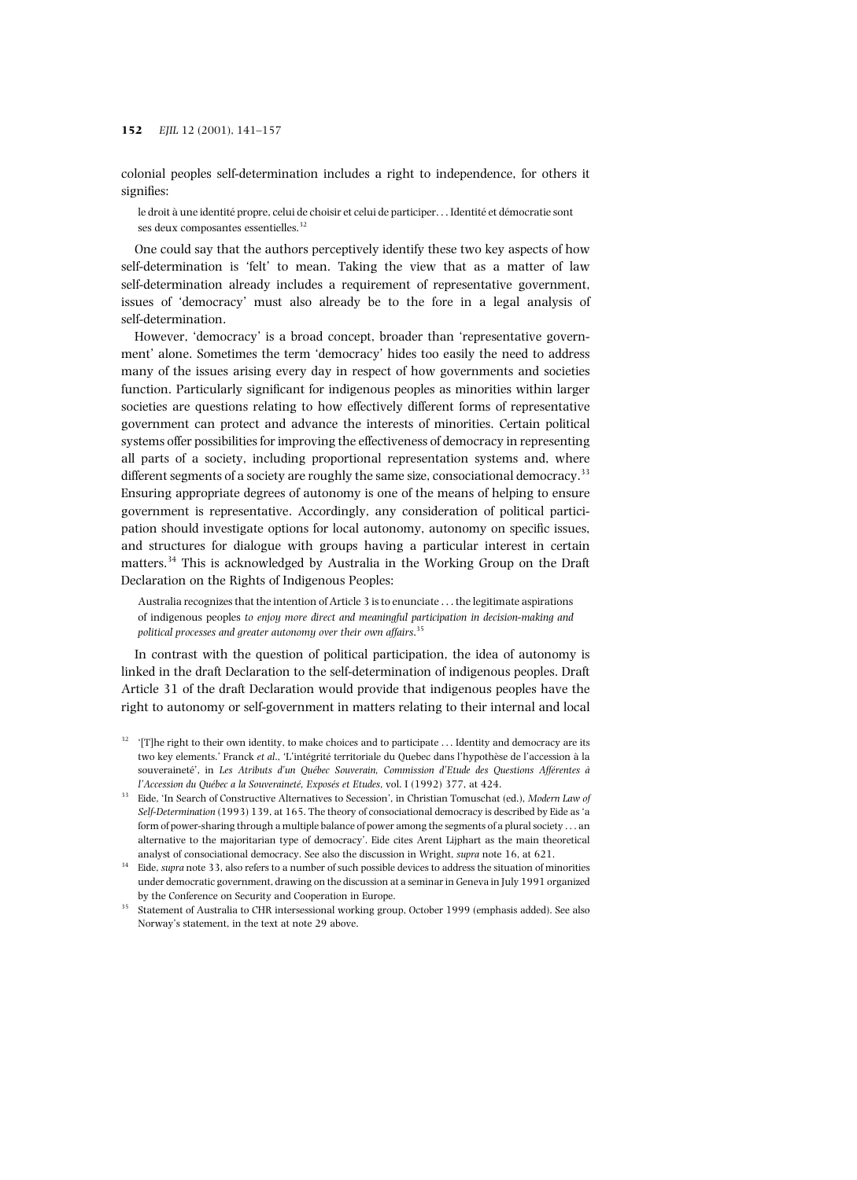colonial peoples self-determination includes a right to independence, for others it signifies:

> le droit à une identité propre, celui de choisir et celui de participer. . . Identité et démocratie sont ses deux composantes essentielles.[32]

One could say that the authors perceptively identify these two key aspects of how self-determination is 'felt' to mean. Taking the view that as a matter of law self-determination already includes a requirement of representative government, issues of 'democracy' must also already be to the fore in a legal analysis of self-determination.

However, 'democracy' is a broad concept, broader than 'representative government' alone. Sometimes the term 'democracy' hides too easily the need to address many of the issues arising every day in respect of how governments and societies function. Particularly significant for indigenous peoples as minorities within larger societies are questions relating to how effectively different forms of representative government can protect and advance the interests of minorities. Certain political systems offer possibilities for improving the effectiveness of democracy in representing all parts of a society, including proportional representation systems and, where different segments of a society are roughly the same size, consociational democracy.[33] Ensuring appropriate degrees of autonomy is one of the means of helping to ensure government is representative. Accordingly, any consideration of political participation should investigate options for local autonomy, autonomy on specific issues, and structures for dialogue with groups having a particular interest in certain matters.[34] This is acknowledged by Australia in the Working Group on the Draft Declaration on the Rights of Indigenous Peoples:

> Australia recognizes that the intention of Article 3 is to enunciate . . . the legitimate aspirations of indigenous peoples *to enjoy more direct and meaningful participation in decision-making and political processes and greater autonomy over their own affairs*.[35]

In contrast with the question of political participation, the idea of autonomy is linked in the draft Declaration to the self-determination of indigenous peoples. Draft Article 31 of the draft Declaration would provide that indigenous peoples have the right to autonomy or self-government in matters relating to their internal and local

---

[32] '[T]he right to their own identity, to make choices and to participate . . . Identity and democracy are its two key elements.' Franck *et al.*, 'L'intégrité territoriale du Quebec dans l'hypothèse de l'accession à la souveraineté', in *Les Atributs d'un Québec Souverain, Commission d'Etude des Questions Afférentes à l'Accession du Québec a la Souveraineté, Exposés et Etudes*, vol. I (1992) 377, at 424.

[33] Eide, 'In Search of Constructive Alternatives to Secession', in Christian Tomuschat (ed.), *Modern Law of Self-Determination* (1993) 139, at 165. The theory of consociational democracy is described by Eide as 'a form of power-sharing through a multiple balance of power among the segments of a plural society . . . an alternative to the majoritarian type of democracy'. Eide cites Arent Lijphart as the main theoretical analyst of consociational democracy. See also the discussion in Wright, *supra* note 16, at 621.

[34] Eide, *supra* note 33, also refers to a number of such possible devices to address the situation of minorities under democratic government, drawing on the discussion at a seminar in Geneva in July 1991 organized by the Conference on Security and Cooperation in Europe.

[35] Statement of Australia to CHR intersessional working group, October 1999 (emphasis added). See also Norway's statement, in the text at note 29 above.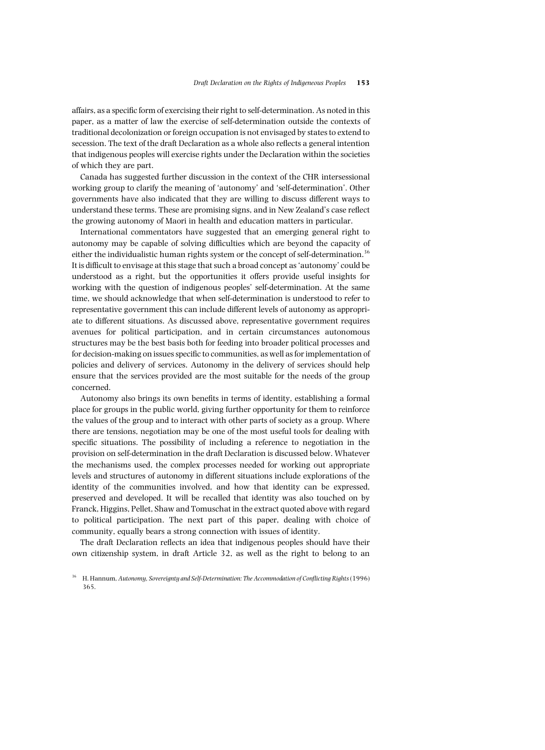affairs, as a specific form of exercising their right to self-determination. As noted in this paper, as a matter of law the exercise of self-determination outside the contexts of traditional decolonization or foreign occupation is not envisaged by states to extend to secession. The text of the draft Declaration as a whole also reflects a general intention that indigenous peoples will exercise rights under the Declaration within the societies of which they are part.

Canada has suggested further discussion in the context of the CHR intersessional working group to clarify the meaning of 'autonomy' and 'self-determination'. Other governments have also indicated that they are willing to discuss different ways to understand these terms. These are promising signs, and in New Zealand's case reflect the growing autonomy of Maori in health and education matters in particular.

International commentators have suggested that an emerging general right to autonomy may be capable of solving difficulties which are beyond the capacity of either the individualistic human rights system or the concept of self-determination.[36] It is difficult to envisage at this stage that such a broad concept as 'autonomy' could be understood as a right, but the opportunities it offers provide useful insights for working with the question of indigenous peoples' self-determination. At the same time, we should acknowledge that when self-determination is understood to refer to representative government this can include different levels of autonomy as appropriate to different situations. As discussed above, representative government requires avenues for political participation, and in certain circumstances autonomous structures may be the best basis both for feeding into broader political processes and for decision-making on issues specific to communities, as well as for implementation of policies and delivery of services. Autonomy in the delivery of services should help ensure that the services provided are the most suitable for the needs of the group concerned.

Autonomy also brings its own benefits in terms of identity, establishing a formal place for groups in the public world, giving further opportunity for them to reinforce the values of the group and to interact with other parts of society as a group. Where there are tensions, negotiation may be one of the most useful tools for dealing with specific situations. The possibility of including a reference to negotiation in the provision on self-determination in the draft Declaration is discussed below. Whatever the mechanisms used, the complex processes needed for working out appropriate levels and structures of autonomy in different situations include explorations of the identity of the communities involved, and how that identity can be expressed, preserved and developed. It will be recalled that identity was also touched on by Franck, Higgins, Pellet, Shaw and Tomuschat in the extract quoted above with regard to political participation. The next part of this paper, dealing with choice of community, equally bears a strong connection with issues of identity.

The draft Declaration reflects an idea that indigenous peoples should have their own citizenship system, in draft Article 32, as well as the right to belong to an

[36] H. Hannum, *Autonomy, Sovereignty and Self-Determination: The Accommodation of Conflicting Rights* (1996) 365.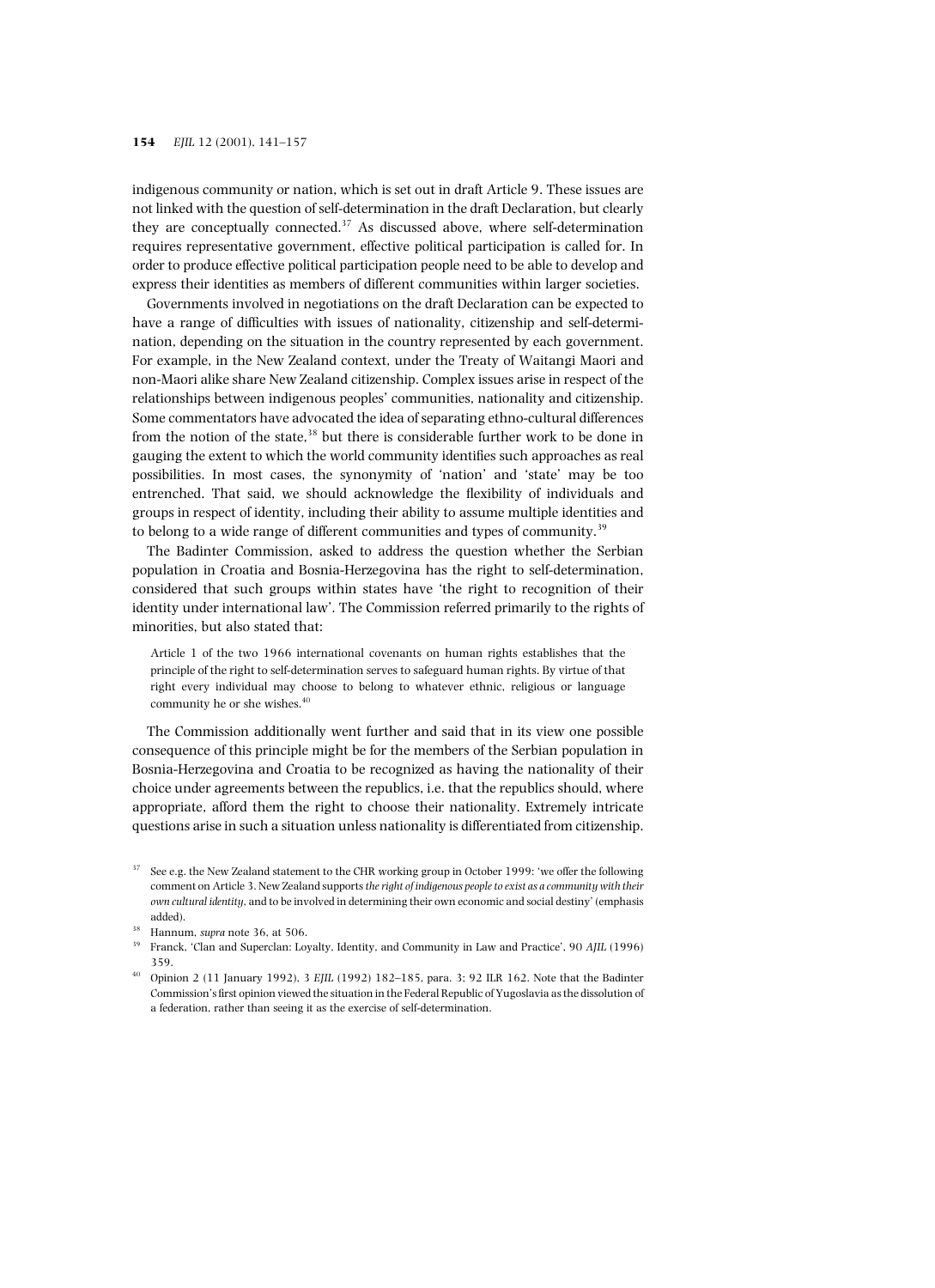indigenous community or nation, which is set out in draft Article 9. These issues are not linked with the question of self-determination in the draft Declaration, but clearly they are conceptually connected.[37] As discussed above, where self-determination requires representative government, effective political participation is called for. In order to produce effective political participation people need to be able to develop and express their identities as members of different communities within larger societies.

Governments involved in negotiations on the draft Declaration can be expected to have a range of difficulties with issues of nationality, citizenship and self-determination, depending on the situation in the country represented by each government. For example, in the New Zealand context, under the Treaty of Waitangi Maori and non-Maori alike share New Zealand citizenship. Complex issues arise in respect of the relationships between indigenous peoples' communities, nationality and citizenship. Some commentators have advocated the idea of separating ethno-cultural differences from the notion of the state,[38] but there is considerable further work to be done in gauging the extent to which the world community identifies such approaches as real possibilities. In most cases, the synonymity of 'nation' and 'state' may be too entrenched. That said, we should acknowledge the flexibility of individuals and groups in respect of identity, including their ability to assume multiple identities and to belong to a wide range of different communities and types of community.[39]

The Badinter Commission, asked to address the question whether the Serbian population in Croatia and Bosnia-Herzegovina has the right to self-determination, considered that such groups within states have 'the right to recognition of their identity under international law'. The Commission referred primarily to the rights of minorities, but also stated that:

> Article 1 of the two 1966 international covenants on human rights establishes that the principle of the right to self-determination serves to safeguard human rights. By virtue of that right every individual may choose to belong to whatever ethnic, religious or language community he or she wishes.[40]

The Commission additionally went further and said that in its view one possible consequence of this principle might be for the members of the Serbian population in Bosnia-Herzegovina and Croatia to be recognized as having the nationality of their choice under agreements between the republics, i.e. that the republics should, where appropriate, afford them the right to choose their nationality. Extremely intricate questions arise in such a situation unless nationality is differentiated from citizenship.

---

[37] See e.g. the New Zealand statement to the CHR working group in October 1999: 'we offer the following comment on Article 3. New Zealand supports *the right of indigenous people to exist as a community with their own cultural identity*, and to be involved in determining their own economic and social destiny' (emphasis added).

[38] Hannum, *supra* note 36, at 506.

[39] Franck, 'Clan and Superclan: Loyalty, Identity, and Community in Law and Practice', 90 *AJIL* (1996) 359.

[40] Opinion 2 (11 January 1992), 3 *EJIL* (1992) 182–185, para. 3; 92 ILR 162. Note that the Badinter Commission's first opinion viewed the situation in the Federal Republic of Yugoslavia as the dissolution of a federation, rather than seeing it as the exercise of self-determination.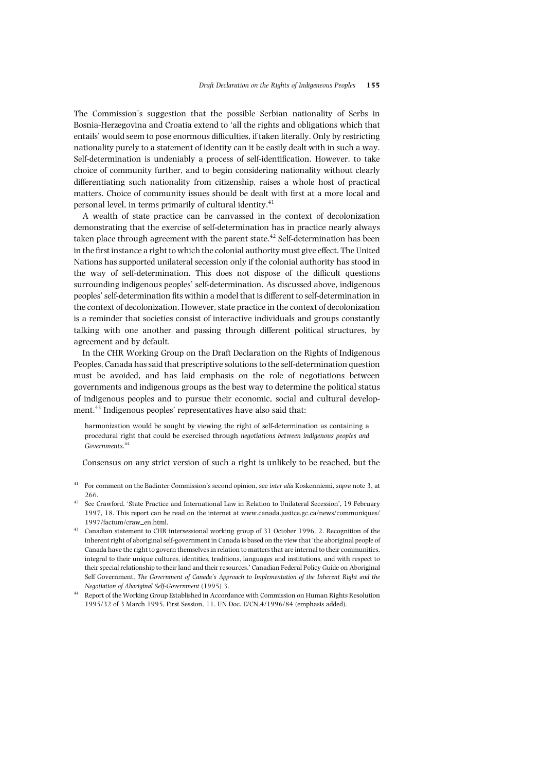The Commission's suggestion that the possible Serbian nationality of Serbs in Bosnia-Herzegovina and Croatia extend to 'all the rights and obligations which that entails' would seem to pose enormous difficulties, if taken literally. Only by restricting nationality purely to a statement of identity can it be easily dealt with in such a way. Self-determination is undeniably a process of self-identification. However, to take choice of community further, and to begin considering nationality without clearly differentiating such nationality from citizenship, raises a whole host of practical matters. Choice of community issues should be dealt with first at a more local and personal level, in terms primarily of cultural identity.[41]

A wealth of state practice can be canvassed in the context of decolonization demonstrating that the exercise of self-determination has in practice nearly always taken place through agreement with the parent state.[42] Self-determination has been in the first instance a right to which the colonial authority must give effect. The United Nations has supported unilateral secession only if the colonial authority has stood in the way of self-determination. This does not dispose of the difficult questions surrounding indigenous peoples' self-determination. As discussed above, indigenous peoples' self-determination fits within a model that is different to self-determination in the context of decolonization. However, state practice in the context of decolonization is a reminder that societies consist of interactive individuals and groups constantly talking with one another and passing through different political structures, by agreement and by default.

In the CHR Working Group on the Draft Declaration on the Rights of Indigenous Peoples, Canada has said that prescriptive solutions to the self-determination question must be avoided, and has laid emphasis on the role of negotiations between governments and indigenous groups as the best way to determine the political status of indigenous peoples and to pursue their economic, social and cultural development.[43] Indigenous peoples' representatives have also said that:

> harmonization would be sought by viewing the right of self-determination as containing a procedural right that could be exercised through *negotiations between indigenous peoples and Governments*.[44]

Consensus on any strict version of such a right is unlikely to be reached, but the

---

[41] For comment on the Badinter Commission's second opinion, see *inter alia* Koskenniemi, *supra* note 3, at 266.

[42] See Crawford, 'State Practice and International Law in Relation to Unilateral Secession', 19 February 1997, 18. This report can be read on the internet at www.canada.justice.gc.ca/news/communiques/1997/factum/craw_en.html.

[43] Canadian statement to CHR intersessional working group of 31 October 1996, 2. Recognition of the inherent right of aboriginal self-government in Canada is based on the view that 'the aboriginal people of Canada have the right to govern themselves in relation to matters that are internal to their communities, integral to their unique cultures, identities, traditions, languages and institutions, and with respect to their special relationship to their land and their resources.' Canadian Federal Policy Guide on Aboriginal Self Government, *The Government of Canada's Approach to Implementation of the Inherent Right and the Negotiation of Aboriginal Self-Government* (1995) 3.

[44] Report of the Working Group Established in Accordance with Commission on Human Rights Resolution 1995/32 of 3 March 1995, First Session, 11. UN Doc. E/CN.4/1996/84 (emphasis added).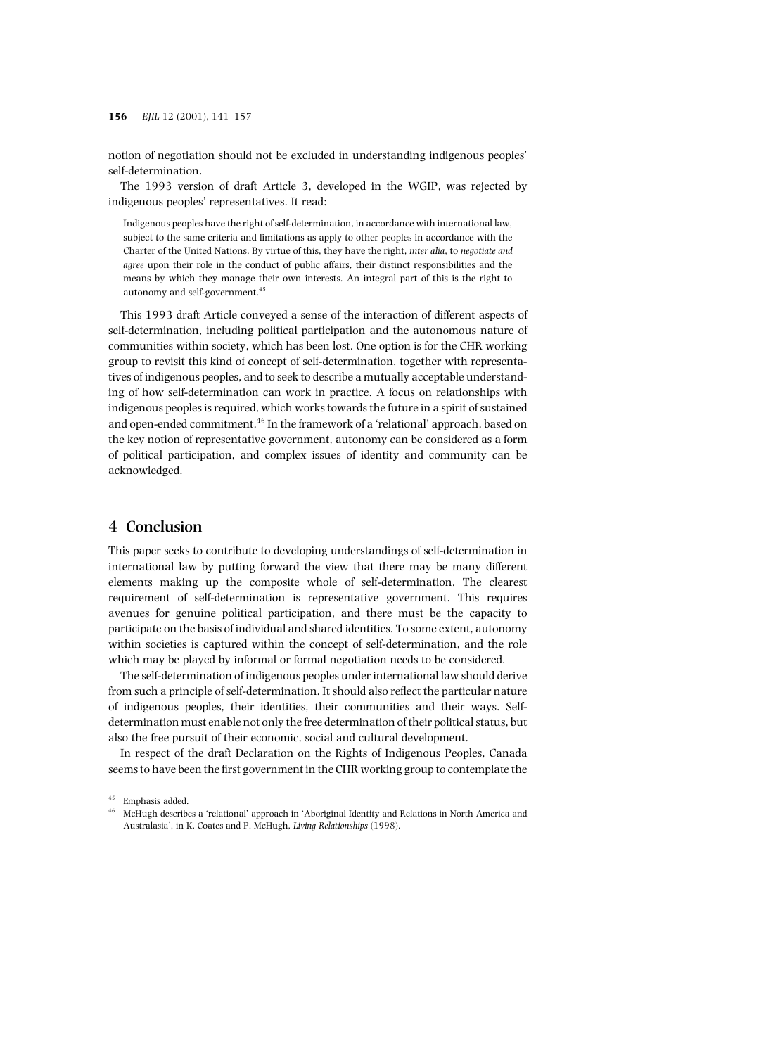notion of negotiation should not be excluded in understanding indigenous peoples' self-determination.

The 1993 version of draft Article 3, developed in the WGIP, was rejected by indigenous peoples' representatives. It read:

> Indigenous peoples have the right of self-determination, in accordance with international law, subject to the same criteria and limitations as apply to other peoples in accordance with the Charter of the United Nations. By virtue of this, they have the right, *inter alia*, to *negotiate and agree* upon their role in the conduct of public affairs, their distinct responsibilities and the means by which they manage their own interests. An integral part of this is the right to autonomy and self-government.[45]

This 1993 draft Article conveyed a sense of the interaction of different aspects of self-determination, including political participation and the autonomous nature of communities within society, which has been lost. One option is for the CHR working group to revisit this kind of concept of self-determination, together with representatives of indigenous peoples, and to seek to describe a mutually acceptable understanding of how self-determination can work in practice. A focus on relationships with indigenous peoples is required, which works towards the future in a spirit of sustained and open-ended commitment.[46] In the framework of a 'relational' approach, based on the key notion of representative government, autonomy can be considered as a form of political participation, and complex issues of identity and community can be acknowledged.

## 4 Conclusion

This paper seeks to contribute to developing understandings of self-determination in international law by putting forward the view that there may be many different elements making up the composite whole of self-determination. The clearest requirement of self-determination is representative government. This requires avenues for genuine political participation, and there must be the capacity to participate on the basis of individual and shared identities. To some extent, autonomy within societies is captured within the concept of self-determination, and the role which may be played by informal or formal negotiation needs to be considered.

The self-determination of indigenous peoples under international law should derive from such a principle of self-determination. It should also reflect the particular nature of indigenous peoples, their identities, their communities and their ways. Self-determination must enable not only the free determination of their political status, but also the free pursuit of their economic, social and cultural development.

In respect of the draft Declaration on the Rights of Indigenous Peoples, Canada seems to have been the first government in the CHR working group to contemplate the

---

[45] Emphasis added.

[46] McHugh describes a 'relational' approach in 'Aboriginal Identity and Relations in North America and Australasia', in K. Coates and P. McHugh, *Living Relationships* (1998).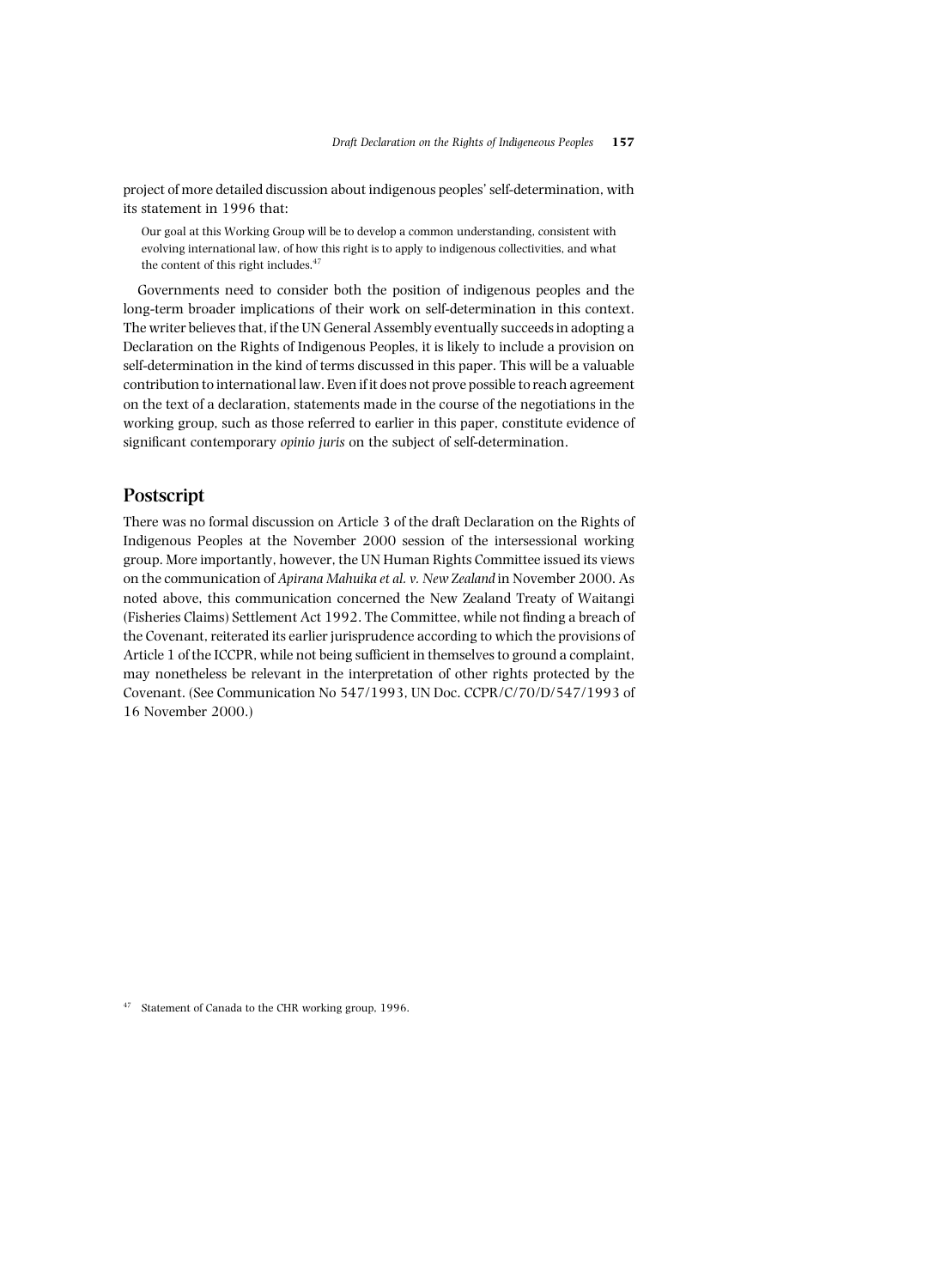project of more detailed discussion about indigenous peoples' self-determination, with its statement in 1996 that:

> Our goal at this Working Group will be to develop a common understanding, consistent with evolving international law, of how this right is to apply to indigenous collectivities, and what the content of this right includes.[47]

Governments need to consider both the position of indigenous peoples and the long-term broader implications of their work on self-determination in this context. The writer believes that, if the UN General Assembly eventually succeeds in adopting a Declaration on the Rights of Indigenous Peoples, it is likely to include a provision on self-determination in the kind of terms discussed in this paper. This will be a valuable contribution to international law. Even if it does not prove possible to reach agreement on the text of a declaration, statements made in the course of the negotiations in the working group, such as those referred to earlier in this paper, constitute evidence of significant contemporary *opinio juris* on the subject of self-determination.

## Postscript

There was no formal discussion on Article 3 of the draft Declaration on the Rights of Indigenous Peoples at the November 2000 session of the intersessional working group. More importantly, however, the UN Human Rights Committee issued its views on the communication of *Apirana Mahuika et al. v. New Zealand* in November 2000. As noted above, this communication concerned the New Zealand Treaty of Waitangi (Fisheries Claims) Settlement Act 1992. The Committee, while not finding a breach of the Covenant, reiterated its earlier jurisprudence according to which the provisions of Article 1 of the ICCPR, while not being sufficient in themselves to ground a complaint, may nonetheless be relevant in the interpretation of other rights protected by the Covenant. (See Communication No 547/1993, UN Doc. CCPR/C/70/D/547/1993 of 16 November 2000.)

[47] Statement of Canada to the CHR working group, 1996.